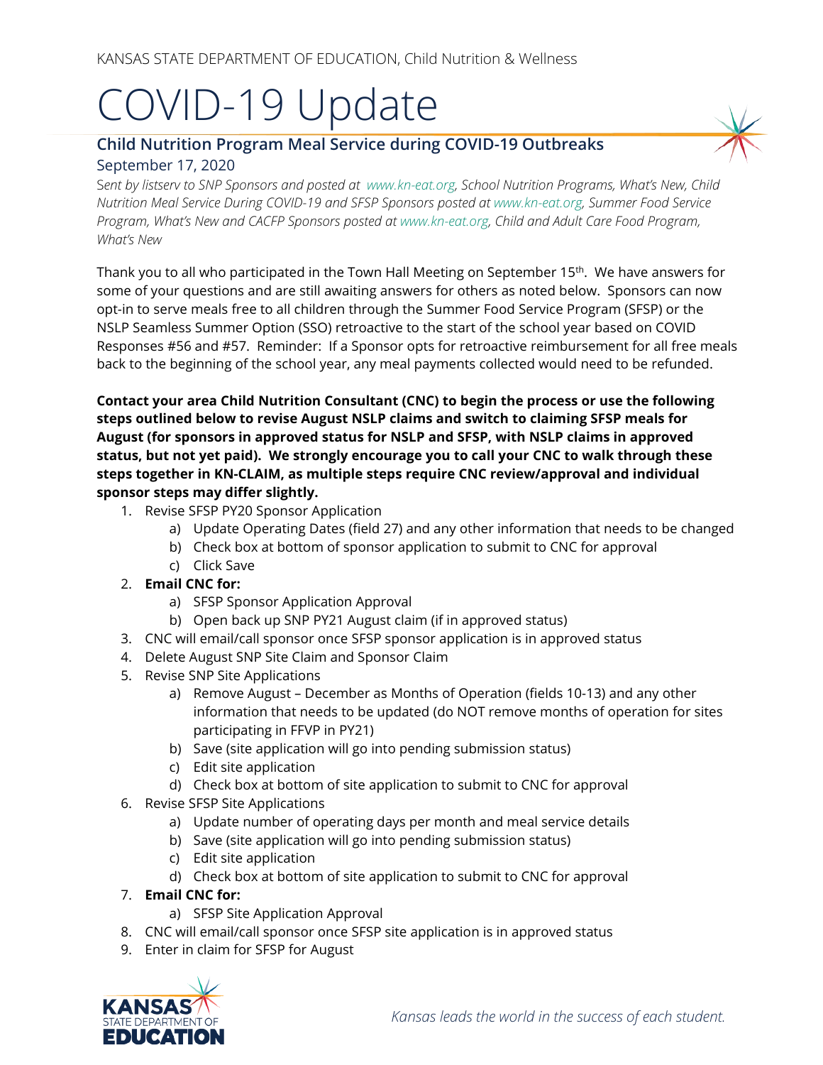KANSAS STATE DEPARTMENT OF EDUCATION, Child Nutrition & Wellness

# COVID-19 Update

## Child Nutrition Program Meal Service during COVID-19 Outbreaks

September 17, 2020

*Sent by listserv to SNP Sponsors and posted at www.kn-eat.org, School Nutrition Programs, What's New, Child Nutrition Meal Service During COVID-19 and SFSP Sponsors posted at www.kn-eat.org, Summer Food Service Program, What's New and CACFP Sponsors posted at www.kn-eat.org, Child and Adult Care Food Program, What's New*

Thank you to all who participated in the Town Hall Meeting on September 15th. We have answers for some of your questions and are still awaiting answers for others as noted below. Sponsors can now opt-in to serve meals free to all children through the Summer Food Service Program (SFSP) or the NSLP Seamless Summer Option (SSO) retroactive to the start of the school year based on COVID Responses #56 and #57. Reminder: If a Sponsor opts for retroactive reimbursement for all free meals back to the beginning of the school year, any meal payments collected would need to be refunded.

**Contact your area Child Nutrition Consultant (CNC) to begin the process or use the following steps outlined below to revise August NSLP claims and switch to claiming SFSP meals for August (for sponsors in approved status for NSLP and SFSP, with NSLP claims in approved status, but not yet paid). We strongly encourage you to call your CNC to walk through these steps together in KN-CLAIM, as multiple steps require CNC review/approval and individual sponsor steps may differ slightly.**

1. Revise SFSP PY20 Sponsor Application
   a) Update Operating Dates (field 27) and any other information that needs to be changed
   b) Check box at bottom of sponsor application to submit to CNC for approval
   c) Click Save
2. **Email CNC for:**
   a) SFSP Sponsor Application Approval
   b) Open back up SNP PY21 August claim (if in approved status)
3. CNC will email/call sponsor once SFSP sponsor application is in approved status
4. Delete August SNP Site Claim and Sponsor Claim
5. Revise SNP Site Applications
   a) Remove August – December as Months of Operation (fields 10-13) and any other information that needs to be updated (do NOT remove months of operation for sites participating in FFVP in PY21)
   b) Save (site application will go into pending submission status)
   c) Edit site application
   d) Check box at bottom of site application to submit to CNC for approval
6. Revise SFSP Site Applications
   a) Update number of operating days per month and meal service details
   b) Save (site application will go into pending submission status)
   c) Edit site application
   d) Check box at bottom of site application to submit to CNC for approval
7. **Email CNC for:**
   a) SFSP Site Application Approval
8. CNC will email/call sponsor once SFSP site application is in approved status
9. Enter in claim for SFSP for August

*Kansas leads the world in the success of each student.*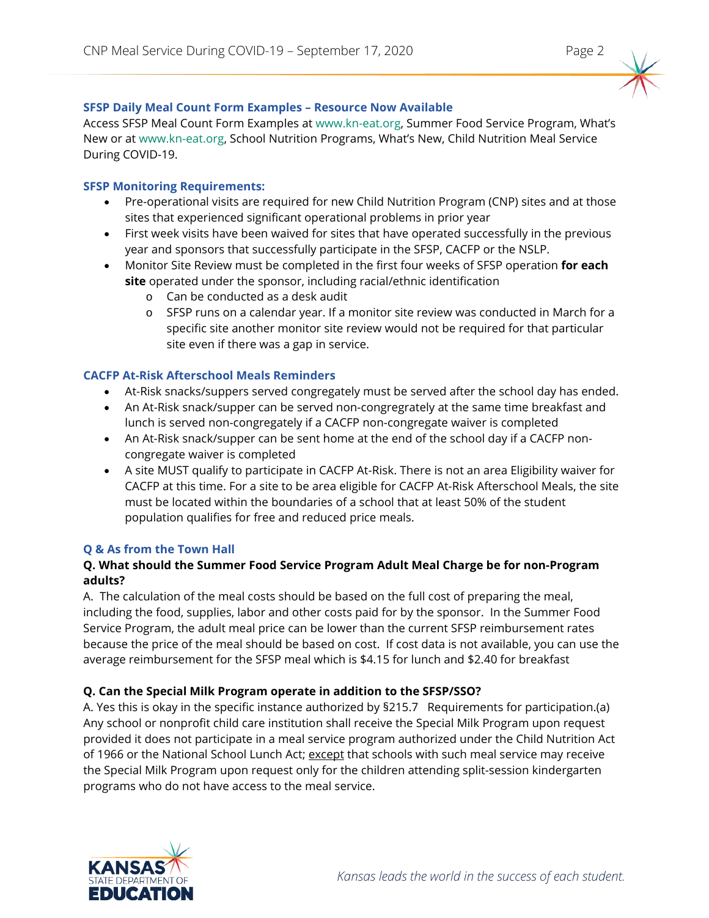### SFSP Daily Meal Count Form Examples – Resource Now Available

Access SFSP Meal Count Form Examples at www.kn-eat.org, Summer Food Service Program, What's New or at www.kn-eat.org, School Nutrition Programs, What's New, Child Nutrition Meal Service During COVID-19.

### SFSP Monitoring Requirements:

- Pre-operational visits are required for new Child Nutrition Program (CNP) sites and at those sites that experienced significant operational problems in prior year
- First week visits have been waived for sites that have operated successfully in the previous year and sponsors that successfully participate in the SFSP, CACFP or the NSLP.
- Monitor Site Review must be completed in the first four weeks of SFSP operation **for each site** operated under the sponsor, including racial/ethnic identification
  - Can be conducted as a desk audit
  - SFSP runs on a calendar year. If a monitor site review was conducted in March for a specific site another monitor site review would not be required for that particular site even if there was a gap in service.

### CACFP At-Risk Afterschool Meals Reminders

- At-Risk snacks/suppers served congregately must be served after the school day has ended.
- An At-Risk snack/supper can be served non-congregrately at the same time breakfast and lunch is served non-congregately if a CACFP non-congregate waiver is completed
- An At-Risk snack/supper can be sent home at the end of the school day if a CACFP non-congregate waiver is completed
- A site MUST qualify to participate in CACFP At-Risk. There is not an area Eligibility waiver for CACFP at this time. For a site to be area eligible for CACFP At-Risk Afterschool Meals, the site must be located within the boundaries of a school that at least 50% of the student population qualifies for free and reduced price meals.

### Q & As from the Town Hall

**Q. What should the Summer Food Service Program Adult Meal Charge be for non-Program adults?**

A. The calculation of the meal costs should be based on the full cost of preparing the meal, including the food, supplies, labor and other costs paid for by the sponsor. In the Summer Food Service Program, the adult meal price can be lower than the current SFSP reimbursement rates because the price of the meal should be based on cost. If cost data is not available, you can use the average reimbursement for the SFSP meal which is $4.15 for lunch and $2.40 for breakfast

**Q. Can the Special Milk Program operate in addition to the SFSP/SSO?**

A. Yes this is okay in the specific instance authorized by §215.7 Requirements for participation.(a) Any school or nonprofit child care institution shall receive the Special Milk Program upon request provided it does not participate in a meal service program authorized under the Child Nutrition Act of 1966 or the National School Lunch Act; except that schools with such meal service may receive the Special Milk Program upon request only for the children attending split-session kindergarten programs who do not have access to the meal service.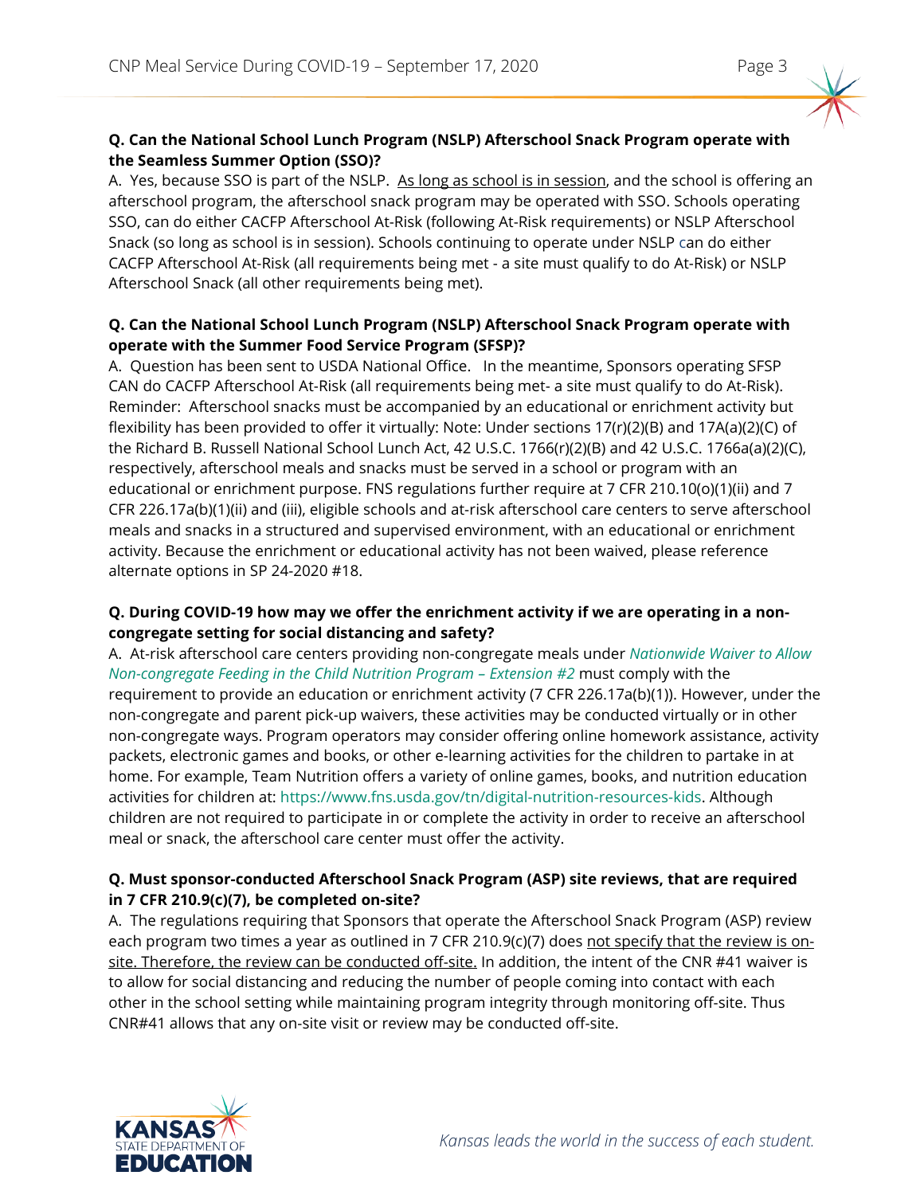**Q. Can the National School Lunch Program (NSLP) Afterschool Snack Program operate with the Seamless Summer Option (SSO)?**

A. Yes, because SSO is part of the NSLP. As long as school is in session, and the school is offering an afterschool program, the afterschool snack program may be operated with SSO. Schools operating SSO, can do either CACFP Afterschool At-Risk (following At-Risk requirements) or NSLP Afterschool Snack (so long as school is in session). Schools continuing to operate under NSLP can do either CACFP Afterschool At-Risk (all requirements being met - a site must qualify to do At-Risk) or NSLP Afterschool Snack (all other requirements being met).

**Q. Can the National School Lunch Program (NSLP) Afterschool Snack Program operate with operate with the Summer Food Service Program (SFSP)?**

A. Question has been sent to USDA National Office. In the meantime, Sponsors operating SFSP CAN do CACFP Afterschool At-Risk (all requirements being met- a site must qualify to do At-Risk). Reminder: Afterschool snacks must be accompanied by an educational or enrichment activity but flexibility has been provided to offer it virtually: Note: Under sections 17(r)(2)(B) and 17A(a)(2)(C) of the Richard B. Russell National School Lunch Act, 42 U.S.C. 1766(r)(2)(B) and 42 U.S.C. 1766a(a)(2)(C), respectively, afterschool meals and snacks must be served in a school or program with an educational or enrichment purpose. FNS regulations further require at 7 CFR 210.10(o)(1)(ii) and 7 CFR 226.17a(b)(1)(ii) and (iii), eligible schools and at-risk afterschool care centers to serve afterschool meals and snacks in a structured and supervised environment, with an educational or enrichment activity. Because the enrichment or educational activity has not been waived, please reference alternate options in SP 24-2020 #18.

**Q. During COVID-19 how may we offer the enrichment activity if we are operating in a non-congregate setting for social distancing and safety?**

A. At-risk afterschool care centers providing non-congregate meals under *Nationwide Waiver to Allow Non-congregate Feeding in the Child Nutrition Program – Extension #2* must comply with the requirement to provide an education or enrichment activity (7 CFR 226.17a(b)(1)). However, under the non-congregate and parent pick-up waivers, these activities may be conducted virtually or in other non-congregate ways. Program operators may consider offering online homework assistance, activity packets, electronic games and books, or other e-learning activities for the children to partake in at home. For example, Team Nutrition offers a variety of online games, books, and nutrition education activities for children at: https://www.fns.usda.gov/tn/digital-nutrition-resources-kids. Although children are not required to participate in or complete the activity in order to receive an afterschool meal or snack, the afterschool care center must offer the activity.

**Q. Must sponsor-conducted Afterschool Snack Program (ASP) site reviews, that are required in 7 CFR 210.9(c)(7), be completed on-site?**

A. The regulations requiring that Sponsors that operate the Afterschool Snack Program (ASP) review each program two times a year as outlined in 7 CFR 210.9(c)(7) does not specify that the review is on-site. Therefore, the review can be conducted off-site. In addition, the intent of the CNR #41 waiver is to allow for social distancing and reducing the number of people coming into contact with each other in the school setting while maintaining program integrity through monitoring off-site. Thus CNR#41 allows that any on-site visit or review may be conducted off-site.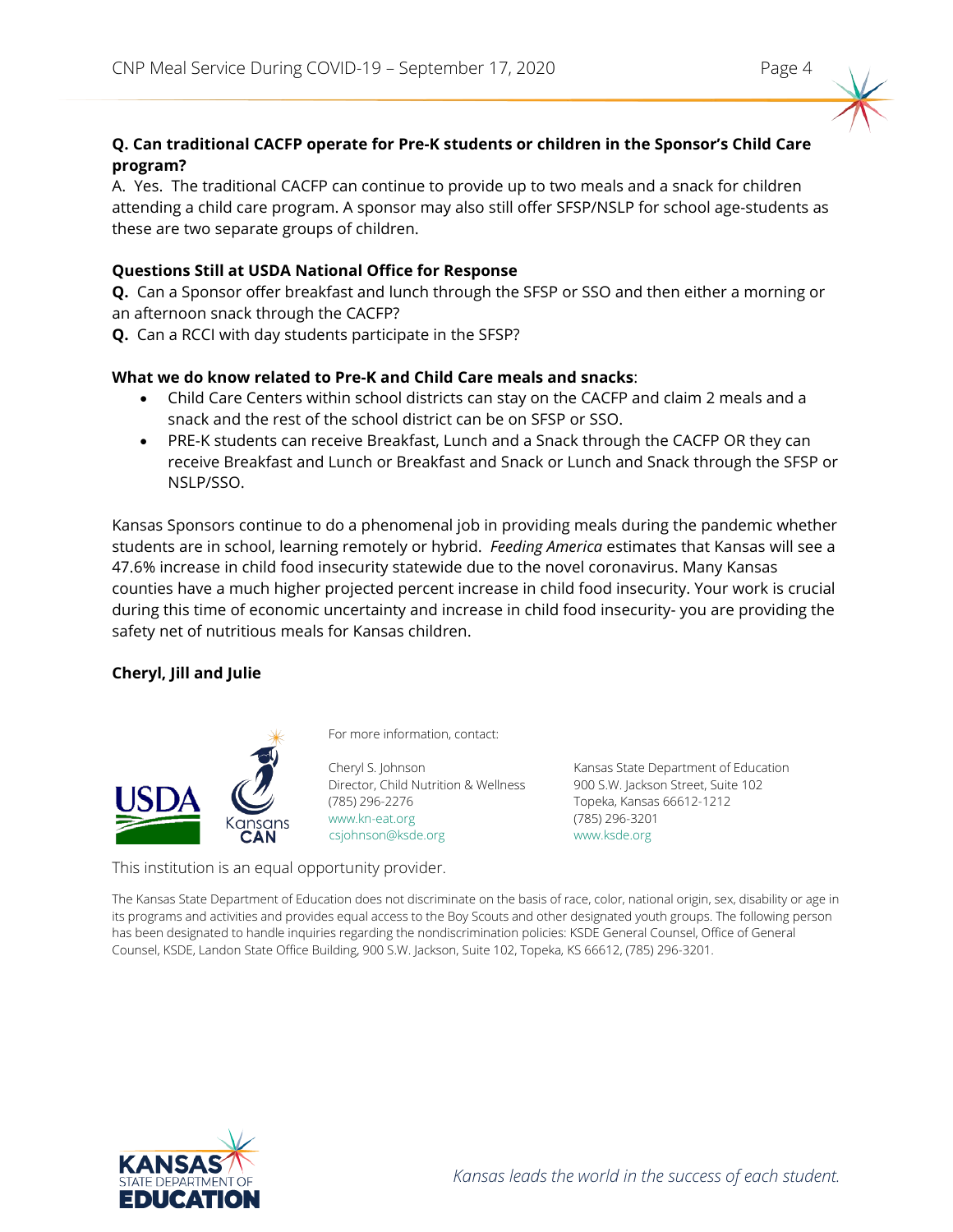**Q. Can traditional CACFP operate for Pre-K students or children in the Sponsor's Child Care program?**

A. Yes. The traditional CACFP can continue to provide up to two meals and a snack for children attending a child care program. A sponsor may also still offer SFSP/NSLP for school age-students as these are two separate groups of children.

**Questions Still at USDA National Office for Response**

**Q.** Can a Sponsor offer breakfast and lunch through the SFSP or SSO and then either a morning or an afternoon snack through the CACFP?

**Q.** Can a RCCI with day students participate in the SFSP?

**What we do know related to Pre-K and Child Care meals and snacks**:

- Child Care Centers within school districts can stay on the CACFP and claim 2 meals and a snack and the rest of the school district can be on SFSP or SSO.
- PRE-K students can receive Breakfast, Lunch and a Snack through the CACFP OR they can receive Breakfast and Lunch or Breakfast and Snack or Lunch and Snack through the SFSP or NSLP/SSO.

Kansas Sponsors continue to do a phenomenal job in providing meals during the pandemic whether students are in school, learning remotely or hybrid. *Feeding America* estimates that Kansas will see a 47.6% increase in child food insecurity statewide due to the novel coronavirus. Many Kansas counties have a much higher projected percent increase in child food insecurity. Your work is crucial during this time of economic uncertainty and increase in child food insecurity- you are providing the safety net of nutritious meals for Kansas children.

**Cheryl, Jill and Julie**

For more information, contact:

Cheryl S. Johnson
Director, Child Nutrition & Wellness
(785) 296-2276
www.kn-eat.org
csjohnson@ksde.org

Kansas State Department of Education
900 S.W. Jackson Street, Suite 102
Topeka, Kansas 66612-1212
(785) 296-3201
www.ksde.org

This institution is an equal opportunity provider.

The Kansas State Department of Education does not discriminate on the basis of race, color, national origin, sex, disability or age in its programs and activities and provides equal access to the Boy Scouts and other designated youth groups. The following person has been designated to handle inquiries regarding the nondiscrimination policies: KSDE General Counsel, Office of General Counsel, KSDE, Landon State Office Building, 900 S.W. Jackson, Suite 102, Topeka, KS 66612, (785) 296-3201.

*Kansas leads the world in the success of each student.*